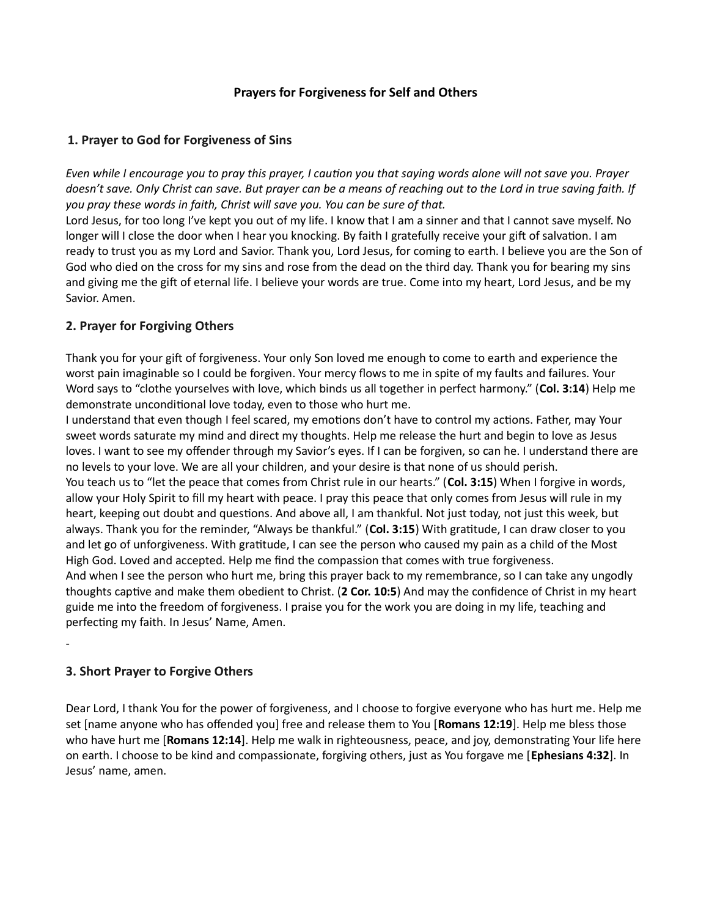# Prayers for Forgiveness for Self and Others

## 1. Prayer to God for Forgiveness of Sins

*Even while I encourage you to pray this prayer, I caution you that saying words alone will not save you. Prayer doesn't save. Only Christ can save. But prayer can be a means of reaching out to the Lord in true saving faith. If you pray these words in faith, Christ will save you. You can be sure of that.*

Lord Jesus, for too long I've kept you out of my life. I know that I am a sinner and that I cannot save myself. No longer will I close the door when I hear you knocking. By faith I gratefully receive your gift of salvation. I am ready to trust you as my Lord and Savior. Thank you, Lord Jesus, for coming to earth. I believe you are the Son of God who died on the cross for my sins and rose from the dead on the third day. Thank you for bearing my sins and giving me the gift of eternal life. I believe your words are true. Come into my heart, Lord Jesus, and be my Savior. Amen.

## 2. Prayer for Forgiving Others

Thank you for your gift of forgiveness. Your only Son loved me enough to come to earth and experience the worst pain imaginable so I could be forgiven. Your mercy flows to me in spite of my faults and failures. Your Word says to "clothe yourselves with love, which binds us all together in perfect harmony." (**Col. 3:14**) Help me demonstrate unconditional love today, even to those who hurt me.

I understand that even though I feel scared, my emotions don't have to control my actions. Father, may Your sweet words saturate my mind and direct my thoughts. Help me release the hurt and begin to love as Jesus loves. I want to see my offender through my Savior's eyes. If I can be forgiven, so can he. I understand there are no levels to your love. We are all your children, and your desire is that none of us should perish.

You teach us to "let the peace that comes from Christ rule in our hearts." (**Col. 3:15**) When I forgive in words, allow your Holy Spirit to fill my heart with peace. I pray this peace that only comes from Jesus will rule in my heart, keeping out doubt and questions. And above all, I am thankful. Not just today, not just this week, but always. Thank you for the reminder, "Always be thankful." (**Col. 3:15**) With gratitude, I can draw closer to you and let go of unforgiveness. With gratitude, I can see the person who caused my pain as a child of the Most High God. Loved and accepted. Help me find the compassion that comes with true forgiveness.

And when I see the person who hurt me, bring this prayer back to my remembrance, so I can take any ungodly thoughts captive and make them obedient to Christ. (**2 Cor. 10:5**) And may the confidence of Christ in my heart guide me into the freedom of forgiveness. I praise you for the work you are doing in my life, teaching and perfecting my faith. In Jesus' Name, Amen.

-

## 3. Short Prayer to Forgive Others

Dear Lord, I thank You for the power of forgiveness, and I choose to forgive everyone who has hurt me. Help me set [name anyone who has offended you] free and release them to You [**Romans 12:19**]. Help me bless those who have hurt me [**Romans 12:14**]. Help me walk in righteousness, peace, and joy, demonstrating Your life here on earth. I choose to be kind and compassionate, forgiving others, just as You forgave me [**Ephesians 4:32**]. In Jesus' name, amen.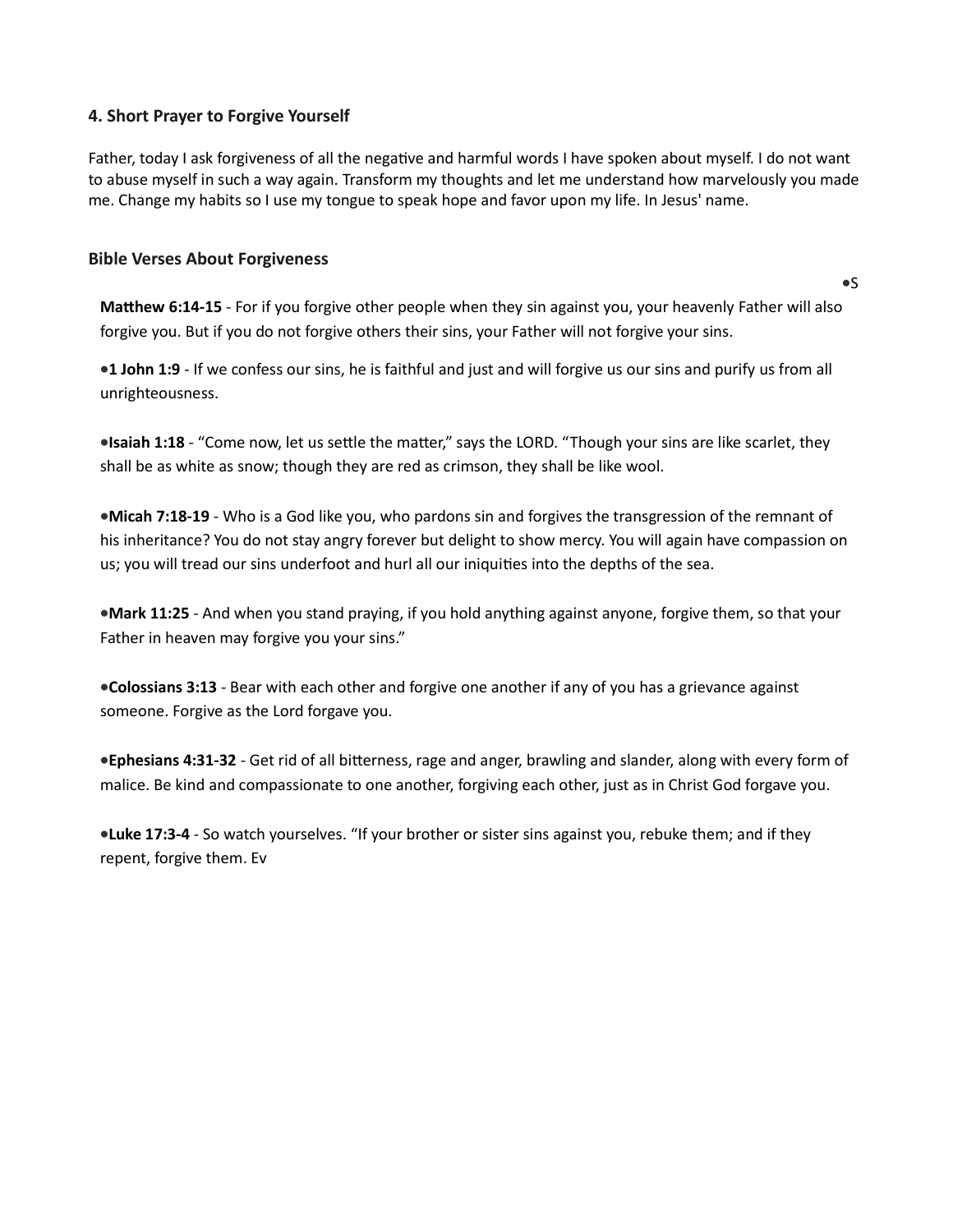### 4. Short Prayer to Forgive Yourself

Father, today I ask forgiveness of all the negative and harmful words I have spoken about myself. I do not want to abuse myself in such a way again. Transform my thoughts and let me understand how marvelously you made me. Change my habits so I use my tongue to speak hope and favor upon my life. In Jesus' name.

### Bible Verses About Forgiveness

•S

**Matthew 6:14-15** - For if you forgive other people when they sin against you, your heavenly Father will also forgive you. But if you do not forgive others their sins, your Father will not forgive your sins.

- **1 John 1:9** - If we confess our sins, he is faithful and just and will forgive us our sins and purify us from all unrighteousness.

- **Isaiah 1:18** - "Come now, let us settle the matter," says the LORD. "Though your sins are like scarlet, they shall be as white as snow; though they are red as crimson, they shall be like wool.

- **Micah 7:18-19** - Who is a God like you, who pardons sin and forgives the transgression of the remnant of his inheritance? You do not stay angry forever but delight to show mercy. You will again have compassion on us; you will tread our sins underfoot and hurl all our iniquities into the depths of the sea.

- **Mark 11:25** - And when you stand praying, if you hold anything against anyone, forgive them, so that your Father in heaven may forgive you your sins."

- **Colossians 3:13** - Bear with each other and forgive one another if any of you has a grievance against someone. Forgive as the Lord forgave you.

- **Ephesians 4:31-32** - Get rid of all bitterness, rage and anger, brawling and slander, along with every form of malice. Be kind and compassionate to one another, forgiving each other, just as in Christ God forgave you.

- **Luke 17:3-4** - So watch yourselves. "If your brother or sister sins against you, rebuke them; and if they repent, forgive them. Ev